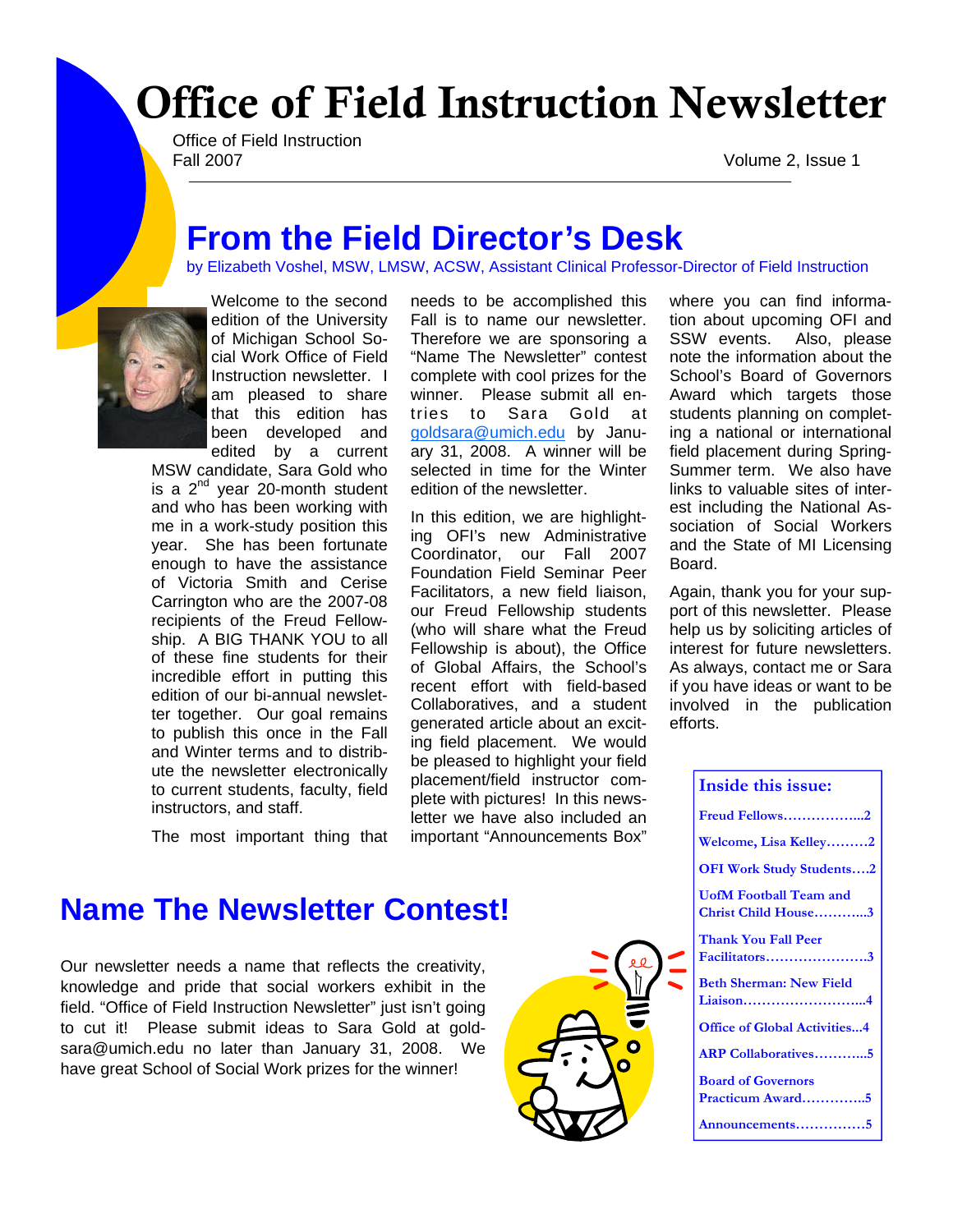# Office of Field Instruction Newsletter

Office of Field Instruction
Fall 2007

Volume 2, Issue 1

## From the Field Director's Desk

by Elizabeth Voshel, MSW, LMSW, ACSW, Assistant Clinical Professor-Director of Field Instruction

Welcome to the second edition of the University of Michigan School Social Work Office of Field Instruction newsletter. I am pleased to share that this edition has been developed and edited by a current MSW candidate, Sara Gold who is a 2nd year 20-month student and who has been working with me in a work-study position this year. She has been fortunate enough to have the assistance of Victoria Smith and Cerise Carrington who are the 2007-08 recipients of the Freud Fellowship. A BIG THANK YOU to all of these fine students for their incredible effort in putting this edition of our bi-annual newsletter together. Our goal remains to publish this once in the Fall and Winter terms and to distribute the newsletter electronically to current students, faculty, field instructors, and staff.

The most important thing that needs to be accomplished this Fall is to name our newsletter. Therefore we are sponsoring a "Name The Newsletter" contest complete with cool prizes for the winner. Please submit all entries to Sara Gold at goldsara@umich.edu by January 31, 2008. A winner will be selected in time for the Winter edition of the newsletter.

In this edition, we are highlighting OFI's new Administrative Coordinator, our Fall 2007 Foundation Field Seminar Peer Facilitators, a new field liaison, our Freud Fellowship students (who will share what the Freud Fellowship is about), the Office of Global Affairs, the School's recent effort with field-based Collaboratives, and a student generated article about an exciting field placement. We would be pleased to highlight your field placement/field instructor complete with pictures! In this newsletter we have also included an important "Announcements Box" where you can find information about upcoming OFI and SSW events. Also, please note the information about the School's Board of Governors Award which targets those students planning on completing a national or international field placement during Spring-Summer term. We also have links to valuable sites of interest including the National Association of Social Workers and the State of MI Licensing Board.

Again, thank you for your support of this newsletter. Please help us by soliciting articles of interest for future newsletters. As always, contact me or Sara if you have ideas or want to be involved in the publication efforts.

## Name The Newsletter Contest!

Our newsletter needs a name that reflects the creativity, knowledge and pride that social workers exhibit in the field. "Office of Field Instruction Newsletter" just isn't going to cut it! Please submit ideas to Sara Gold at goldsara@umich.edu no later than January 31, 2008. We have great School of Social Work prizes for the winner!

### Inside this issue:

- Freud Fellows....2
- Welcome, Lisa Kelley....2
- OFI Work Study Students....2
- UofM Football Team and Christ Child House....3
- Thank You Fall Peer Facilitators....3
- Beth Sherman: New Field Liaison....4
- Office of Global Activities...4
- ARP Collaboratives....5
- Board of Governors Practicum Award....5
- Announcements....5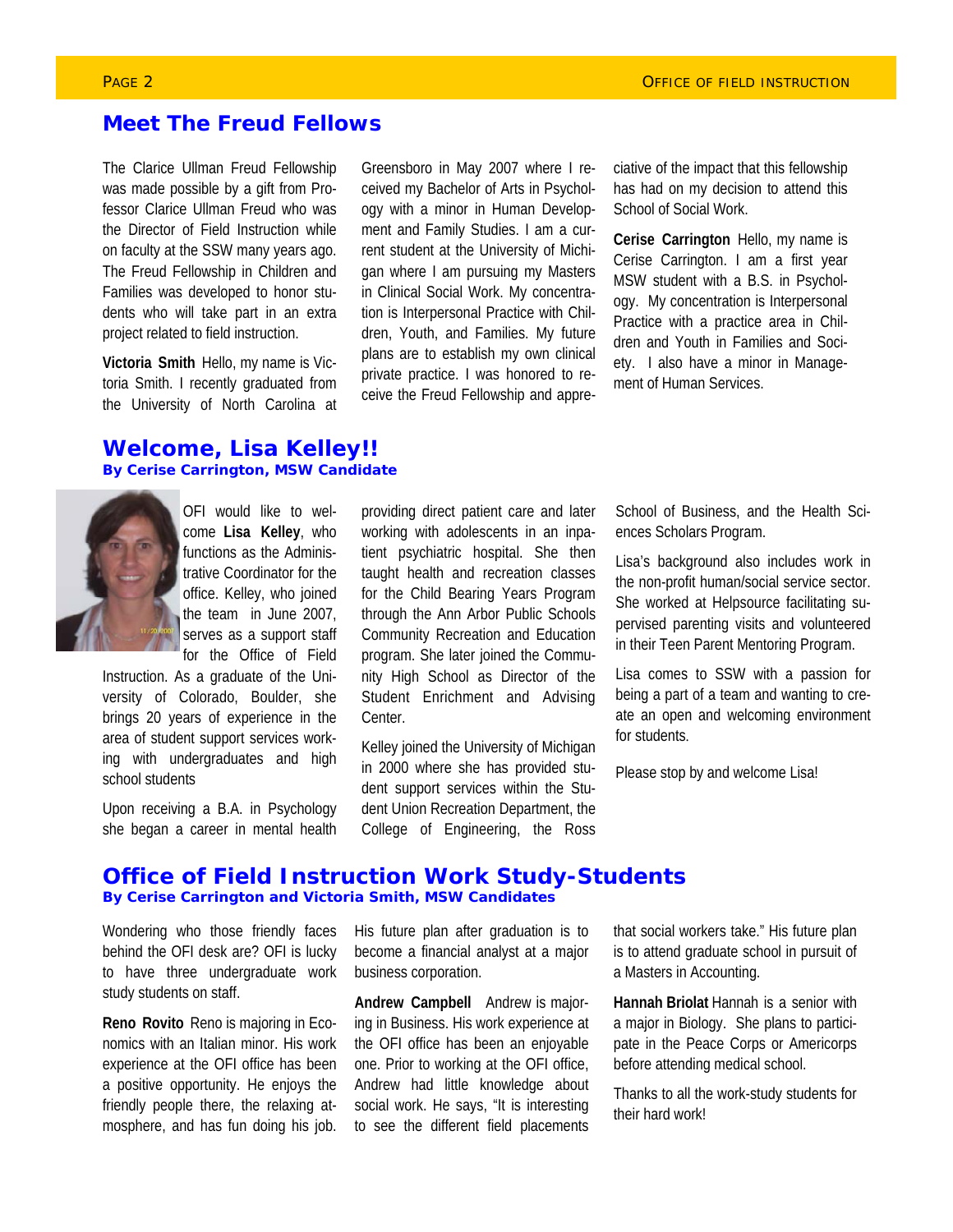## Meet The Freud Fellows

The Clarice Ullman Freud Fellowship was made possible by a gift from Professor Clarice Ullman Freud who was the Director of Field Instruction while on faculty at the SSW many years ago. The Freud Fellowship in Children and Families was developed to honor students who will take part in an extra project related to field instruction.

**Victoria Smith** Hello, my name is Victoria Smith. I recently graduated from the University of North Carolina at Greensboro in May 2007 where I received my Bachelor of Arts in Psychology with a minor in Human Development and Family Studies. I am a current student at the University of Michigan where I am pursuing my Masters in Clinical Social Work. My concentration is Interpersonal Practice with Children, Youth, and Families. My future plans are to establish my own clinical private practice. I was honored to receive the Freud Fellowship and appreciative of the impact that this fellowship has had on my decision to attend this School of Social Work.

**Cerise Carrington** Hello, my name is Cerise Carrington. I am a first year MSW student with a B.S. in Psychology. My concentration is Interpersonal Practice with a practice area in Children and Youth in Families and Society. I also have a minor in Management of Human Services.

## Welcome, Lisa Kelley!!

**By Cerise Carrington, MSW Candidate**

OFI would like to welcome **Lisa Kelley**, who functions as the Administrative Coordinator for the office. Kelley, who joined the team in June 2007, serves as a support staff for the Office of Field Instruction. As a graduate of the University of Colorado, Boulder, she brings 20 years of experience in the area of student support services working with undergraduates and high school students

Upon receiving a B.A. in Psychology she began a career in mental health providing direct patient care and later working with adolescents in an inpatient psychiatric hospital. She then taught health and recreation classes for the Child Bearing Years Program through the Ann Arbor Public Schools Community Recreation and Education program. She later joined the Community High School as Director of the Student Enrichment and Advising Center.

Kelley joined the University of Michigan in 2000 where she has provided student support services within the Student Union Recreation Department, the College of Engineering, the Ross School of Business, and the Health Sciences Scholars Program.

Lisa's background also includes work in the non-profit human/social service sector. She worked at Helpsource facilitating supervised parenting visits and volunteered in their Teen Parent Mentoring Program.

Lisa comes to SSW with a passion for being a part of a team and wanting to create an open and welcoming environment for students.

Please stop by and welcome Lisa!

## Office of Field Instruction Work Study-Students

**By Cerise Carrington and Victoria Smith, MSW Candidates**

Wondering who those friendly faces behind the OFI desk are? OFI is lucky to have three undergraduate work study students on staff.

**Reno Rovito** Reno is majoring in Economics with an Italian minor. His work experience at the OFI office has been a positive opportunity. He enjoys the friendly people there, the relaxing atmosphere, and has fun doing his job. His future plan after graduation is to become a financial analyst at a major business corporation.

**Andrew Campbell** Andrew is majoring in Business. His work experience at the OFI office has been an enjoyable one. Prior to working at the OFI office, Andrew had little knowledge about social work. He says, "It is interesting to see the different field placements that social workers take." His future plan is to attend graduate school in pursuit of a Masters in Accounting.

**Hannah Briolat** Hannah is a senior with a major in Biology. She plans to participate in the Peace Corps or Americorps before attending medical school.

Thanks to all the work-study students for their hard work!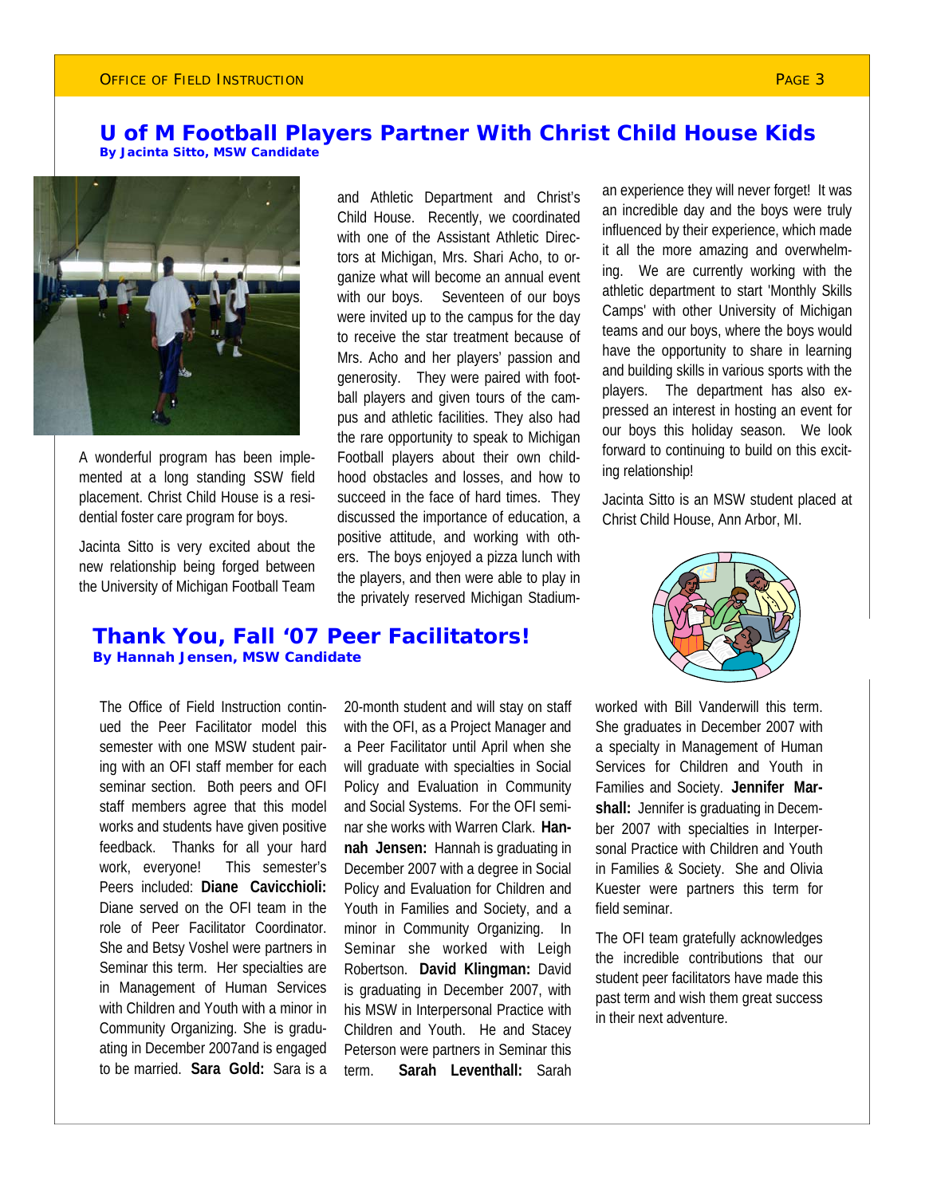## U of M Football Players Partner With Christ Child House Kids

**By Jacinta Sitto, MSW Candidate**

A wonderful program has been implemented at a long standing SSW field placement. Christ Child House is a residential foster care program for boys.

Jacinta Sitto is very excited about the new relationship being forged between the University of Michigan Football Team and Athletic Department and Christ's Child House. Recently, we coordinated with one of the Assistant Athletic Directors at Michigan, Mrs. Shari Acho, to organize what will become an annual event with our boys. Seventeen of our boys were invited up to the campus for the day to receive the star treatment because of Mrs. Acho and her players' passion and generosity. They were paired with football players and given tours of the campus and athletic facilities. They also had the rare opportunity to speak to Michigan Football players about their own childhood obstacles and losses, and how to succeed in the face of hard times. They discussed the importance of education, a positive attitude, and working with others. The boys enjoyed a pizza lunch with the players, and then were able to play in the privately reserved Michigan Stadium—an experience they will never forget! It was an incredible day and the boys were truly influenced by their experience, which made it all the more amazing and overwhelming. We are currently working with the athletic department to start 'Monthly Skills Camps' with other University of Michigan teams and our boys, where the boys would have the opportunity to share in learning and building skills in various sports with the players. The department has also expressed an interest in hosting an event for our boys this holiday season. We look forward to continuing to build on this exciting relationship!

Jacinta Sitto is an MSW student placed at Christ Child House, Ann Arbor, MI.

## Thank You, Fall '07 Peer Facilitators!

**By Hannah Jensen, MSW Candidate**

The Office of Field Instruction continued the Peer Facilitator model this semester with one MSW student pairing with an OFI staff member for each seminar section. Both peers and OFI staff members agree that this model works and students have given positive feedback. Thanks for all your hard work, everyone! This semester's Peers included: **Diane Cavicchioli:** Diane served on the OFI team in the role of Peer Facilitator Coordinator. She and Betsy Voshel were partners in Seminar this term. Her specialties are in Management of Human Services with Children and Youth with a minor in Community Organizing. She is graduating in December 2007and is engaged to be married. **Sara Gold:** Sara is a 20-month student and will stay on staff with the OFI, as a Project Manager and a Peer Facilitator until April when she will graduate with specialties in Social Policy and Evaluation in Community and Social Systems. For the OFI seminar she works with Warren Clark. **Hannah Jensen:** Hannah is graduating in December 2007 with a degree in Social Policy and Evaluation for Children and Youth in Families and Society, and a minor in Community Organizing. In Seminar she worked with Leigh Robertson. **David Klingman:** David is graduating in December 2007, with his MSW in Interpersonal Practice with Children and Youth. He and Stacey Peterson were partners in Seminar this term. **Sarah Leventhall:** Sarah worked with Bill Vanderwill this term. She graduates in December 2007 with a specialty in Management of Human Services for Children and Youth in Families and Society. **Jennifer Marshall:** Jennifer is graduating in December 2007 with specialties in Interpersonal Practice with Children and Youth in Families & Society. She and Olivia Kuester were partners this term for field seminar.

The OFI team gratefully acknowledges the incredible contributions that our student peer facilitators have made this past term and wish them great success in their next adventure.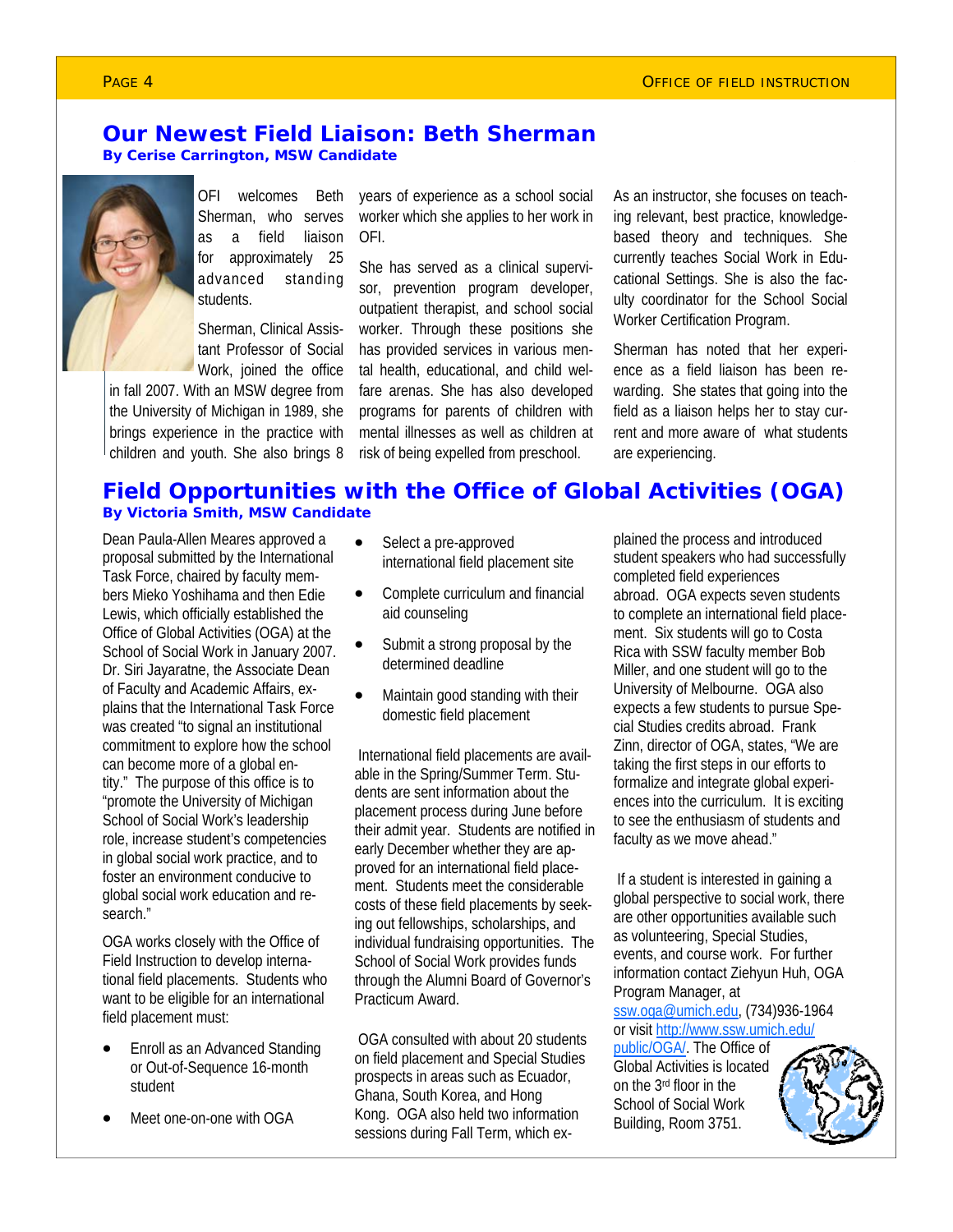## Our Newest Field Liaison: Beth Sherman

**By Cerise Carrington, MSW Candidate**

OFI welcomes Beth Sherman, who serves as a field liaison for approximately 25 advanced standing students.

Sherman, Clinical Assistant Professor of Social Work, joined the office in fall 2007. With an MSW degree from the University of Michigan in 1989, she brings experience in the practice with children and youth. She also brings 8 years of experience as a school social worker which she applies to her work in OFI.

She has served as a clinical supervisor, prevention program developer, outpatient therapist, and school social worker. Through these positions she has provided services in various mental health, educational, and child welfare arenas. She has also developed programs for parents of children with mental illnesses as well as children at risk of being expelled from preschool.

As an instructor, she focuses on teaching relevant, best practice, knowledge-based theory and techniques. She currently teaches Social Work in Educational Settings. She is also the faculty coordinator for the School Social Worker Certification Program.

Sherman has noted that her experience as a field liaison has been rewarding. She states that going into the field as a liaison helps her to stay current and more aware of what students are experiencing.

## Field Opportunities with the Office of Global Activities (OGA)

**By Victoria Smith, MSW Candidate**

Dean Paula-Allen Meares approved a proposal submitted by the International Task Force, chaired by faculty members Mieko Yoshihama and then Edie Lewis, which officially established the Office of Global Activities (OGA) at the School of Social Work in January 2007. Dr. Siri Jayaratne, the Associate Dean of Faculty and Academic Affairs, explains that the International Task Force was created "to signal an institutional commitment to explore how the school can become more of a global entity." The purpose of this office is to "promote the University of Michigan School of Social Work's leadership role, increase student's competencies in global social work practice, and to foster an environment conducive to global social work education and research."

OGA works closely with the Office of Field Instruction to develop international field placements. Students who want to be eligible for an international field placement must:

- Enroll as an Advanced Standing or Out-of-Sequence 16-month student
- Meet one-on-one with OGA
- Select a pre-approved international field placement site
- Complete curriculum and financial aid counseling
- Submit a strong proposal by the determined deadline
- Maintain good standing with their domestic field placement

International field placements are available in the Spring/Summer Term. Students are sent information about the placement process during June before their admit year. Students are notified in early December whether they are approved for an international field placement. Students meet the considerable costs of these field placements by seeking out fellowships, scholarships, and individual fundraising opportunities. The School of Social Work provides funds through the Alumni Board of Governor's Practicum Award.

OGA consulted with about 20 students on field placement and Special Studies prospects in areas such as Ecuador, Ghana, South Korea, and Hong Kong. OGA also held two information sessions during Fall Term, which explained the process and introduced student speakers who had successfully completed field experiences abroad. OGA expects seven students to complete an international field placement. Six students will go to Costa Rica with SSW faculty member Bob Miller, and one student will go to the University of Melbourne. OGA also expects a few students to pursue Special Studies credits abroad. Frank Zinn, director of OGA, states, "We are taking the first steps in our efforts to formalize and integrate global experiences into the curriculum. It is exciting to see the enthusiasm of students and faculty as we move ahead."

If a student is interested in gaining a global perspective to social work, there are other opportunities available such as volunteering, Special Studies, events, and course work. For further information contact Ziehyun Huh, OGA Program Manager, at ssw.oga@umich.edu, (734)936-1964 or visit http://www.ssw.umich.edu/public/OGA/. The Office of Global Activities is located on the 3rd floor in the School of Social Work Building, Room 3751.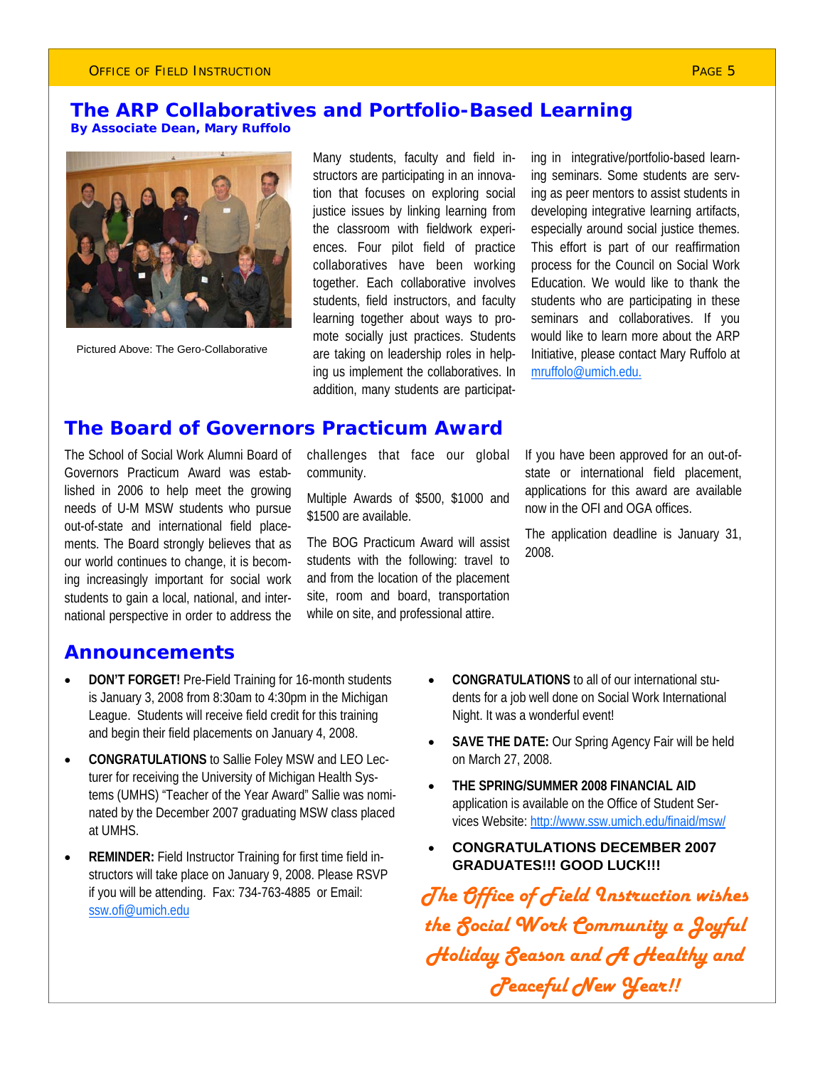## The ARP Collaboratives and Portfolio-Based Learning

**By Associate Dean, Mary Ruffolo**

Pictured Above: The Gero-Collaborative

Many students, faculty and field instructors are participating in an innovation that focuses on exploring social justice issues by linking learning from the classroom with fieldwork experiences. Four pilot field of practice collaboratives have been working together. Each collaborative involves students, field instructors, and faculty learning together about ways to promote socially just practices. Students are taking on leadership roles in helping us implement the collaboratives. In addition, many students are participating in integrative/portfolio-based learning seminars. Some students are serving as peer mentors to assist students in developing integrative learning artifacts, especially around social justice themes. This effort is part of our reaffirmation process for the Council on Social Work Education. We would like to thank the students who are participating in these seminars and collaboratives. If you would like to learn more about the ARP Initiative, please contact Mary Ruffolo at mruffolo@umich.edu.

## The Board of Governors Practicum Award

The School of Social Work Alumni Board of Governors Practicum Award was established in 2006 to help meet the growing needs of U-M MSW students who pursue out-of-state and international field placements. The Board strongly believes that as our world continues to change, it is becoming increasingly important for social work students to gain a local, national, and international perspective in order to address the challenges that face our global community.

Multiple Awards of $500, $1000 and $1500 are available.

The BOG Practicum Award will assist students with the following: travel to and from the location of the placement site, room and board, transportation while on site, and professional attire.

If you have been approved for an out-of-state or international field placement, applications for this award are available now in the OFI and OGA offices.

The application deadline is January 31, 2008.

## Announcements

- **DON'T FORGET!** Pre-Field Training for 16-month students is January 3, 2008 from 8:30am to 4:30pm in the Michigan League. Students will receive field credit for this training and begin their field placements on January 4, 2008.
- **CONGRATULATIONS** to Sallie Foley MSW and LEO Lecturer for receiving the University of Michigan Health Systems (UMHS) "Teacher of the Year Award" Sallie was nominated by the December 2007 graduating MSW class placed at UMHS.
- **REMINDER:** Field Instructor Training for first time field instructors will take place on January 9, 2008. Please RSVP if you will be attending. Fax: 734-763-4885 or Email: ssw.ofi@umich.edu
- **CONGRATULATIONS** to all of our international students for a job well done on Social Work International Night. It was a wonderful event!
- **SAVE THE DATE:** Our Spring Agency Fair will be held on March 27, 2008.
- **THE SPRING/SUMMER 2008 FINANCIAL AID** application is available on the Office of Student Services Website: http://www.ssw.umich.edu/finaid/msw/
- **CONGRATULATIONS DECEMBER 2007 GRADUATES!!! GOOD LUCK!!!**

*The Office of Field Instruction wishes the Social Work Community a Joyful Holiday Season and A Healthy and Peaceful New Year!!*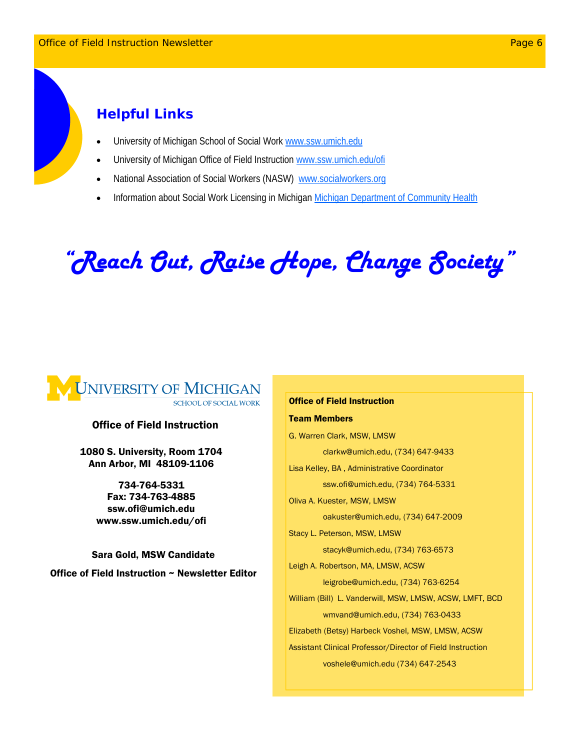## Helpful Links

- University of Michigan School of Social Work www.ssw.umich.edu
- University of Michigan Office of Field Instruction www.ssw.umich.edu/ofi
- National Association of Social Workers (NASW) www.socialworkers.org
- Information about Social Work Licensing in Michigan Michigan Department of Community Health

# *"Reach Out, Raise Hope, Change Society"*

UNIVERSITY OF MICHIGAN
SCHOOL OF SOCIAL WORK

**Office of Field Instruction**

**1080 S. University, Room 1704**
**Ann Arbor, MI 48109-1106**

**734-764-5331**
**Fax: 734-763-4885**
**ssw.ofi@umich.edu**
**www.ssw.umich.edu/ofi**

**Sara Gold, MSW Candidate**

**Office of Field Instruction ~ Newsletter Editor**

**Office of Field Instruction**

**Team Members**

G. Warren Clark, MSW, LMSW
clarkw@umich.edu, (734) 647-9433

Lisa Kelley, BA , Administrative Coordinator
ssw.ofi@umich.edu, (734) 764-5331

Oliva A. Kuester, MSW, LMSW
oakuster@umich.edu, (734) 647-2009

Stacy L. Peterson, MSW, LMSW
stacyk@umich.edu, (734) 763-6573

Leigh A. Robertson, MA, LMSW, ACSW
leigrobe@umich.edu, (734) 763-6254

William (Bill) L. Vanderwill, MSW, LMSW, ACSW, LMFT, BCD
wmvand@umich.edu, (734) 763-0433

Elizabeth (Betsy) Harbeck Voshel, MSW, LMSW, ACSW
Assistant Clinical Professor/Director of Field Instruction
voshele@umich.edu (734) 647-2543